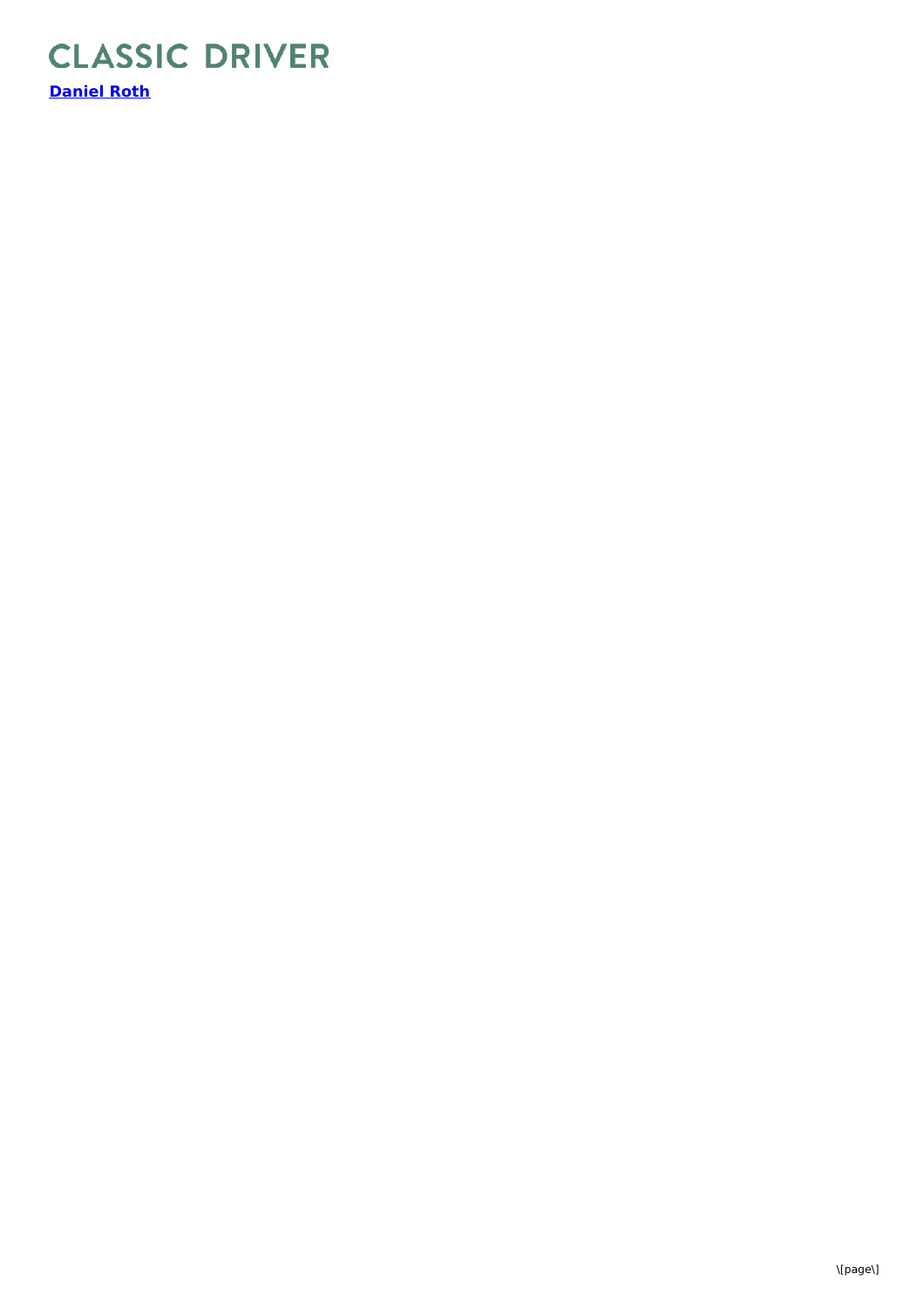CLASSIC DRIVER

**[Daniel Roth]**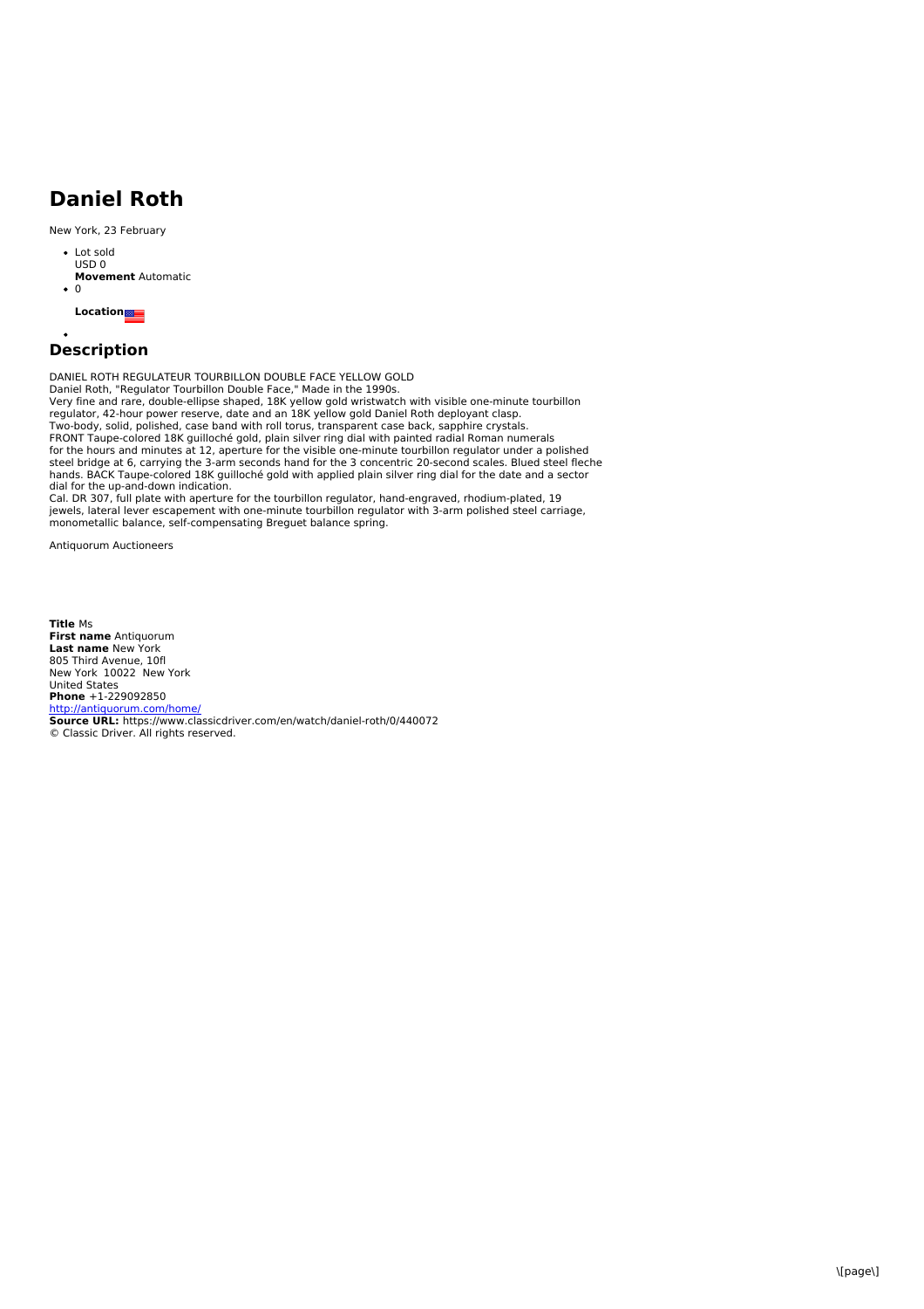# Daniel Roth

New York, 23 February

- Lot sold
  USD 0
  **Movement** Automatic
- 0

  **Location**

-

## Description

DANIEL ROTH REGULATEUR TOURBILLON DOUBLE FACE YELLOW GOLD
Daniel Roth, "Regulator Tourbillon Double Face," Made in the 1990s.
Very fine and rare, double-ellipse shaped, 18K yellow gold wristwatch with visible one-minute tourbillon regulator, 42-hour power reserve, date and an 18K yellow gold Daniel Roth deployant clasp.
Two-body, solid, polished, case band with roll torus, transparent case back, sapphire crystals.
FRONT Taupe-colored 18K guilloché gold, plain silver ring dial with painted radial Roman numerals for the hours and minutes at 12, aperture for the visible one-minute tourbillon regulator under a polished steel bridge at 6, carrying the 3-arm seconds hand for the 3 concentric 20-second scales. Blued steel fleche hands. BACK Taupe-colored 18K guilloché gold with applied plain silver ring dial for the date and a sector dial for the up-and-down indication.
Cal. DR 307, full plate with aperture for the tourbillon regulator, hand-engraved, rhodium-plated, 19 jewels, lateral lever escapement with one-minute tourbillon regulator with 3-arm polished steel carriage, monometallic balance, self-compensating Breguet balance spring.

Antiquorum Auctioneers

**Title** Ms
**First name** Antiquorum
**Last name** New York
805 Third Avenue, 10fl
New York 10022 New York
United States
**Phone** +1-229092850
http://antiquorum.com/home/
**Source URL:** https://www.classicdriver.com/en/watch/daniel-roth/0/440072
© Classic Driver. All rights reserved.